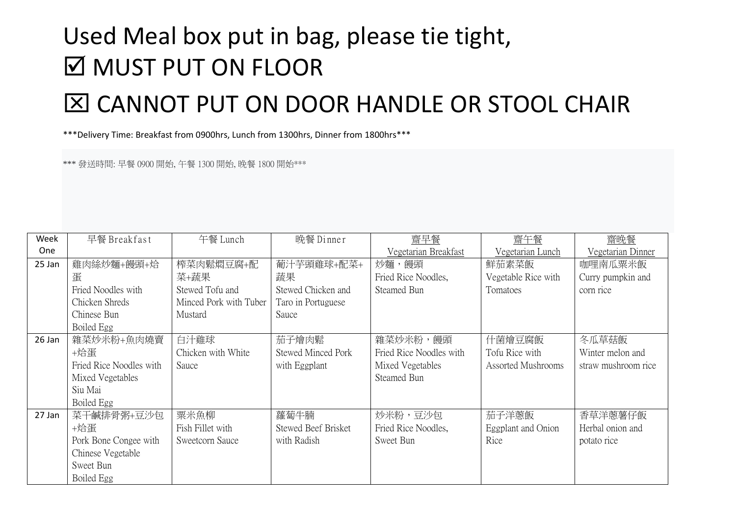# Used Meal box put in bag, please tie tight,

# ☑ MUST PUT ON FLOOR

# ☒ CANNOT PUT ON DOOR HANDLE OR STOOL CHAIR

***Delivery Time: Breakfast from 0900hrs, Lunch from 1300hrs, Dinner from 1800hrs***

*** 發送時間: 早餐 0900 開始, 午餐 1300 開始, 晚餐 1800 開始***

| Week One | 早餐 Breakfast | 午餐 Lunch | 晚餐 Dinner | 齋早餐 Vegetarian Breakfast | 齋午餐 Vegetarian Lunch | 齋晚餐 Vegetarian Dinner |
|---|---|---|---|---|---|---|
| 25 Jan | 雞肉絲炒麵+饅頭+烚蛋<br>Fried Noodles with Chicken Shreds<br>Chinese Bun<br>Boiled Egg | 榨菜肉鬆燜豆腐+配菜+蔬果<br>Stewed Tofu and Minced Pork with Tuber Mustard | 葡汁芋頭雞球+配菜+蔬果<br>Stewed Chicken and Taro in Portuguese Sauce | 炒麵，饅頭<br>Fried Rice Noodles,<br>Steamed Bun | 鮮茄素菜飯<br>Vegetable Rice with Tomatoes | 咖哩南瓜粟米飯<br>Curry pumpkin and corn rice |
| 26 Jan | 雜菜炒米粉+魚肉燒賣+烚蛋<br>Fried Rice Noodles with Mixed Vegetables<br>Siu Mai<br>Boiled Egg | 白汁雞球<br>Chicken with White Sauce | 茄子燴肉鬆<br>Stewed Minced Pork with Eggplant | 雜菜炒米粉，饅頭<br>Fried Rice Noodles with Mixed Vegetables<br>Steamed Bun | 什菌燴豆腐飯<br>Tofu Rice with Assorted Mushrooms | 冬瓜草菇飯<br>Winter melon and straw mushroom rice |
| 27 Jan | 菜干鹹排骨粥+豆沙包+烚蛋<br>Pork Bone Congee with Chinese Vegetable<br>Sweet Bun<br>Boiled Egg | 粟米魚柳<br>Fish Fillet with Sweetcorn Sauce | 蘿蔔牛腩<br>Stewed Beef Brisket with Radish | 炒米粉，豆沙包<br>Fried Rice Noodles,<br>Sweet Bun | 茄子洋蔥飯<br>Eggplant and Onion Rice | 香草洋蔥薯仔飯<br>Herbal onion and potato rice |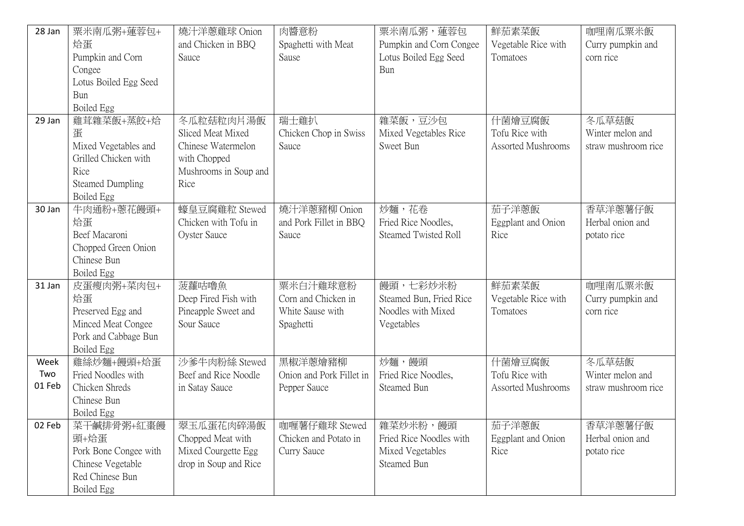| 28 Jan | 粟米南瓜粥+蓮蓉包+焓蛋<br>Pumpkin and Corn Congee<br>Lotus Boiled Egg Seed Bun<br>Boiled Egg | 燒汁洋蔥雞球 Onion and Chicken in BBQ Sauce | 肉醬意粉<br>Spaghetti with Meat Sause | 粟米南瓜粥，蓮蓉包<br>Pumpkin and Corn Congee<br>Lotus Boiled Egg Seed Bun | 鮮茄素菜飯<br>Vegetable Rice with Tomatoes | 咖哩南瓜粟米飯<br>Curry pumpkin and corn rice |
|---|---|---|---|---|---|---|
| 29 Jan | 雞茸雜菜飯+蒸餃+焓蛋<br>Mixed Vegetables and Grilled Chicken with Rice<br>Steamed Dumpling<br>Boiled Egg | 冬瓜粒菇粒肉片湯飯<br>Sliced Meat Mixed Chinese Watermelon with Chopped Mushrooms in Soup and Rice | 瑞士雞扒<br>Chicken Chop in Swiss Sauce | 雜菜飯，豆沙包<br>Mixed Vegetables Rice<br>Sweet Bun | 什菌燴豆腐飯<br>Tofu Rice with Assorted Mushrooms | 冬瓜草菇飯<br>Winter melon and straw mushroom rice |
| 30 Jan | 牛肉通粉+蔥花饅頭+焓蛋<br>Beef Macaroni<br>Chopped Green Onion Chinese Bun<br>Boiled Egg | 蠔皇豆腐雞粒 Stewed Chicken with Tofu in Oyster Sauce | 燒汁洋蔥豬柳 Onion and Pork Fillet in BBQ Sauce | 炒麵，花卷<br>Fried Rice Noodles, Steamed Twisted Roll | 茄子洋蔥飯<br>Eggplant and Onion Rice | 香草洋蔥薯仔飯<br>Herbal onion and potato rice |
| 31 Jan | 皮蛋瘦肉粥+菜肉包+焓蛋<br>Preserved Egg and Minced Meat Congee<br>Pork and Cabbage Bun<br>Boiled Egg | 菠蘿咕嚕魚<br>Deep Fired Fish with Pineapple Sweet and Sour Sauce | 粟米白汁雞球意粉<br>Corn and Chicken in White Sause with Spaghetti | 饅頭，七彩炒米粉<br>Steamed Bun, Fried Rice Noodles with Mixed Vegetables | 鮮茄素菜飯<br>Vegetable Rice with Tomatoes | 咖哩南瓜粟米飯<br>Curry pumpkin and corn rice |
| Week Two 01 Feb | 雞絲炒麵+饅頭+焓蛋<br>Fried Noodles with Chicken Shreds<br>Chinese Bun<br>Boiled Egg | 沙爹牛肉粉絲 Stewed Beef and Rice Noodle in Satay Sauce | 黑椒洋蔥燴豬柳<br>Onion and Pork Fillet in Pepper Sauce | 炒麵，饅頭<br>Fried Rice Noodles, Steamed Bun | 什菌燴豆腐飯<br>Tofu Rice with Assorted Mushrooms | 冬瓜草菇飯<br>Winter melon and straw mushroom rice |
| 02 Feb | 菜干鹹排骨粥+紅棗饅頭+焓蛋<br>Pork Bone Congee with Chinese Vegetable<br>Red Chinese Bun<br>Boiled Egg | 翠玉瓜蛋花肉碎湯飯<br>Chopped Meat with Mixed Courgette Egg drop in Soup and Rice | 咖喱薯仔雞球 Stewed Chicken and Potato in Curry Sauce | 雜菜炒米粉，饅頭<br>Fried Rice Noodles with Mixed Vegetables<br>Steamed Bun | 茄子洋蔥飯<br>Eggplant and Onion Rice | 香草洋蔥薯仔飯<br>Herbal onion and potato rice |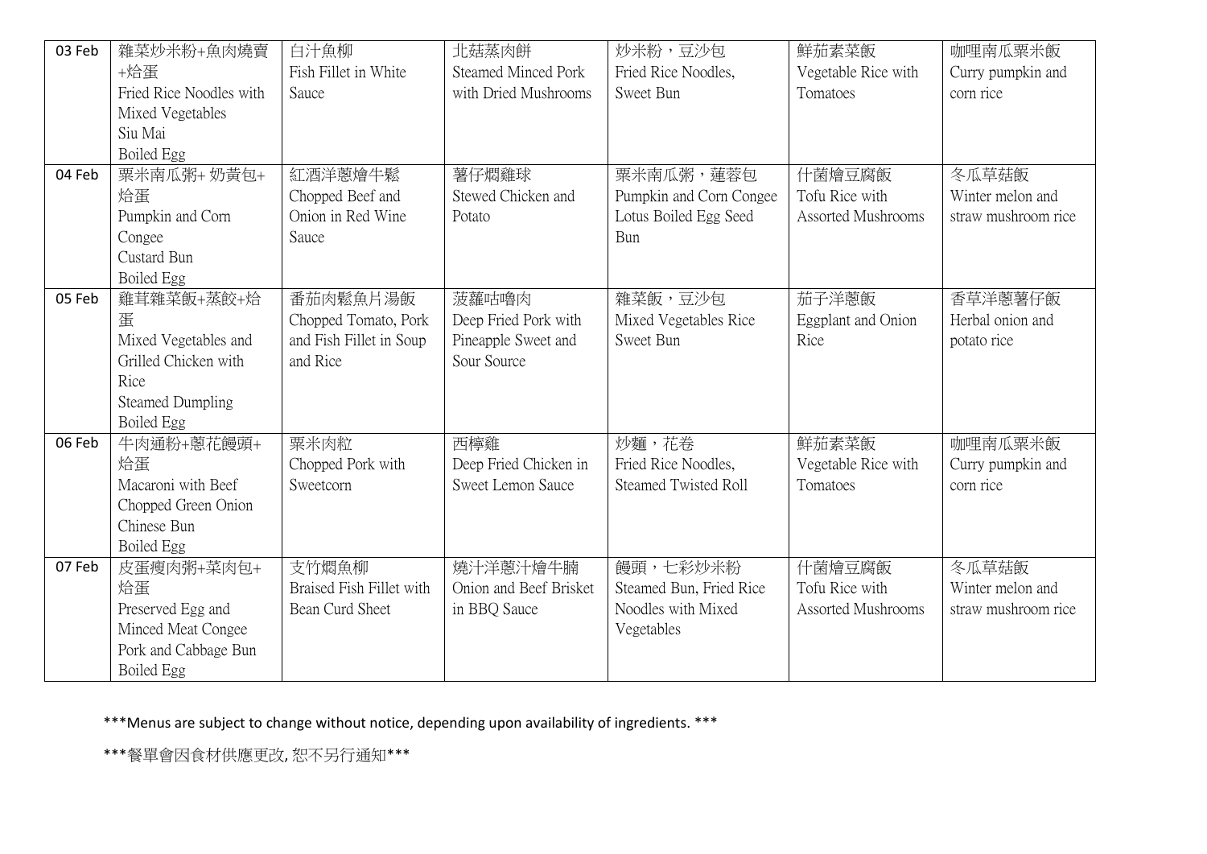| | | | | | | |
|---|---|---|---|---|---|---|
| 03 Feb | 雜菜炒米粉+魚肉燒賣+烚蛋<br>Fried Rice Noodles with Mixed Vegetables<br>Siu Mai<br>Boiled Egg | 白汁魚柳<br>Fish Fillet in White Sauce | 北菇蒸肉餅<br>Steamed Minced Pork with Dried Mushrooms | 炒米粉，豆沙包<br>Fried Rice Noodles, Sweet Bun | 鮮茄素菜飯<br>Vegetable Rice with Tomatoes | 咖喱南瓜粟米飯<br>Curry pumpkin and corn rice |
| 04 Feb | 粟米南瓜粥+奶黃包+烚蛋<br>Pumpkin and Corn Congee<br>Custard Bun<br>Boiled Egg | 紅酒洋蔥燴牛鬆<br>Chopped Beef and Onion in Red Wine Sauce | 薯仔燜雞球<br>Stewed Chicken and Potato | 粟米南瓜粥，蓮蓉包<br>Pumpkin and Corn Congee<br>Lotus Boiled Egg Seed Bun | 什菌燴豆腐飯<br>Tofu Rice with Assorted Mushrooms | 冬瓜草菇飯<br>Winter melon and straw mushroom rice |
| 05 Feb | 雞茸雜菜飯+蒸餃+烚蛋<br>Mixed Vegetables and Grilled Chicken with Rice<br>Steamed Dumpling<br>Boiled Egg | 番茄肉鬆魚片湯飯<br>Chopped Tomato, Pork and Fish Fillet in Soup and Rice | 菠蘿咕嚕肉<br>Deep Fried Pork with Pineapple Sweet and Sour Source | 雜菜飯，豆沙包<br>Mixed Vegetables Rice<br>Sweet Bun | 茄子洋蔥飯<br>Eggplant and Onion Rice | 香草洋蔥薯仔飯<br>Herbal onion and potato rice |
| 06 Feb | 牛肉通粉+蔥花饅頭+烚蛋<br>Macaroni with Beef<br>Chopped Green Onion Chinese Bun<br>Boiled Egg | 粟米肉粒<br>Chopped Pork with Sweetcorn | 西檸雞<br>Deep Fried Chicken in Sweet Lemon Sauce | 炒麵，花卷<br>Fried Rice Noodles, Steamed Twisted Roll | 鮮茄素菜飯<br>Vegetable Rice with Tomatoes | 咖喱南瓜粟米飯<br>Curry pumpkin and corn rice |
| 07 Feb | 皮蛋瘦肉粥+菜肉包+烚蛋<br>Preserved Egg and Minced Meat Congee<br>Pork and Cabbage Bun<br>Boiled Egg | 支竹燜魚柳<br>Braised Fish Fillet with Bean Curd Sheet | 燒汁洋蔥汁燴牛腩<br>Onion and Beef Brisket in BBQ Sauce | 饅頭，七彩炒米粉<br>Steamed Bun, Fried Rice Noodles with Mixed Vegetables | 什菌燴豆腐飯<br>Tofu Rice with Assorted Mushrooms | 冬瓜草菇飯<br>Winter melon and straw mushroom rice |

***Menus are subject to change without notice, depending upon availability of ingredients. ***

***餐單會因食材供應更改, 恕不另行通知***